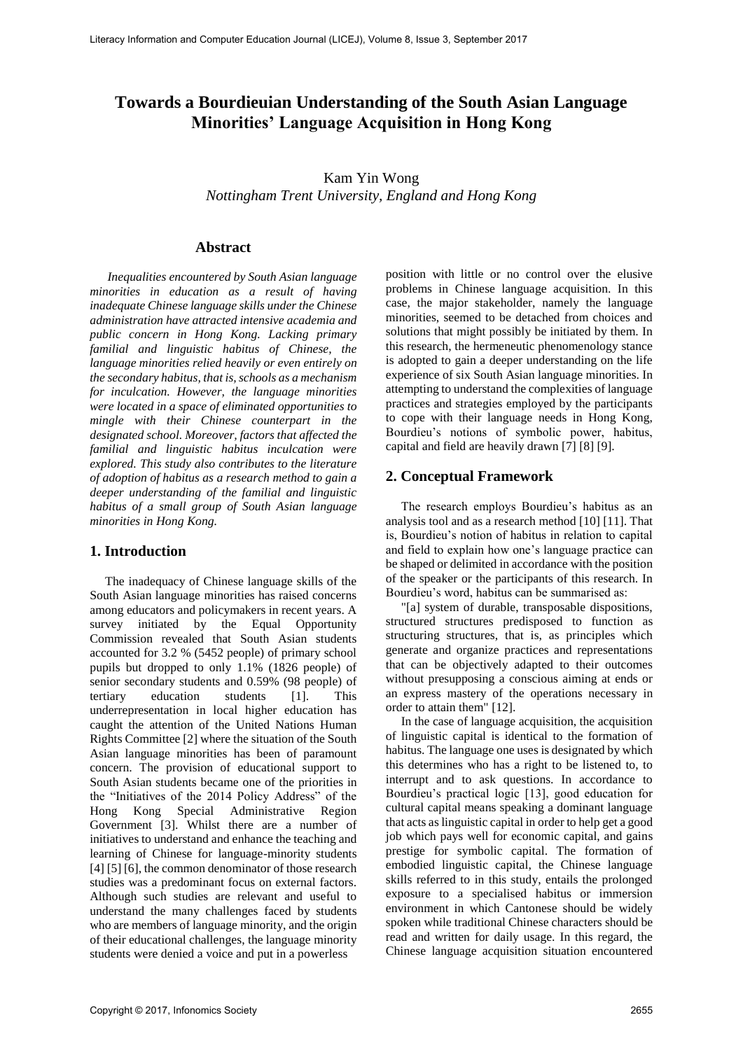# Towards a Bourdieuian Understanding of the South Asian Language Minorities' Language Acquisition in Hong Kong

Kam Yin Wong
*Nottingham Trent University, England and Hong Kong*

## Abstract

*Inequalities encountered by South Asian language minorities in education as a result of having inadequate Chinese language skills under the Chinese administration have attracted intensive academia and public concern in Hong Kong. Lacking primary familial and linguistic habitus of Chinese, the language minorities relied heavily or even entirely on the secondary habitus, that is, schools as a mechanism for inculcation. However, the language minorities were located in a space of eliminated opportunities to mingle with their Chinese counterpart in the designated school. Moreover, factors that affected the familial and linguistic habitus inculcation were explored. This study also contributes to the literature of adoption of habitus as a research method to gain a deeper understanding of the familial and linguistic habitus of a small group of South Asian language minorities in Hong Kong.*

## 1. Introduction

The inadequacy of Chinese language skills of the South Asian language minorities has raised concerns among educators and policymakers in recent years. A survey initiated by the Equal Opportunity Commission revealed that South Asian students accounted for 3.2 % (5452 people) of primary school pupils but dropped to only 1.1% (1826 people) of senior secondary students and 0.59% (98 people) of tertiary education students [1]. This underrepresentation in local higher education has caught the attention of the United Nations Human Rights Committee [2] where the situation of the South Asian language minorities has been of paramount concern. The provision of educational support to South Asian students became one of the priorities in the "Initiatives of the 2014 Policy Address" of the Hong Kong Special Administrative Region Government [3]. Whilst there are a number of initiatives to understand and enhance the teaching and learning of Chinese for language-minority students [4] [5] [6], the common denominator of those research studies was a predominant focus on external factors. Although such studies are relevant and useful to understand the many challenges faced by students who are members of language minority, and the origin of their educational challenges, the language minority students were denied a voice and put in a powerless position with little or no control over the elusive problems in Chinese language acquisition. In this case, the major stakeholder, namely the language minorities, seemed to be detached from choices and solutions that might possibly be initiated by them. In this research, the hermeneutic phenomenology stance is adopted to gain a deeper understanding on the life experience of six South Asian language minorities. In attempting to understand the complexities of language practices and strategies employed by the participants to cope with their language needs in Hong Kong, Bourdieu's notions of symbolic power, habitus, capital and field are heavily drawn [7] [8] [9].

## 2. Conceptual Framework

The research employs Bourdieu's habitus as an analysis tool and as a research method [10] [11]. That is, Bourdieu's notion of habitus in relation to capital and field to explain how one's language practice can be shaped or delimited in accordance with the position of the speaker or the participants of this research. In Bourdieu's word, habitus can be summarised as:

"[a] system of durable, transposable dispositions, structured structures predisposed to function as structuring structures, that is, as principles which generate and organize practices and representations that can be objectively adapted to their outcomes without presupposing a conscious aiming at ends or an express mastery of the operations necessary in order to attain them" [12].

In the case of language acquisition, the acquisition of linguistic capital is identical to the formation of habitus. The language one uses is designated by which this determines who has a right to be listened to, to interrupt and to ask questions. In accordance to Bourdieu's practical logic [13], good education for cultural capital means speaking a dominant language that acts as linguistic capital in order to help get a good job which pays well for economic capital, and gains prestige for symbolic capital. The formation of embodied linguistic capital, the Chinese language skills referred to in this study, entails the prolonged exposure to a specialised habitus or immersion environment in which Cantonese should be widely spoken while traditional Chinese characters should be read and written for daily usage. In this regard, the Chinese language acquisition situation encountered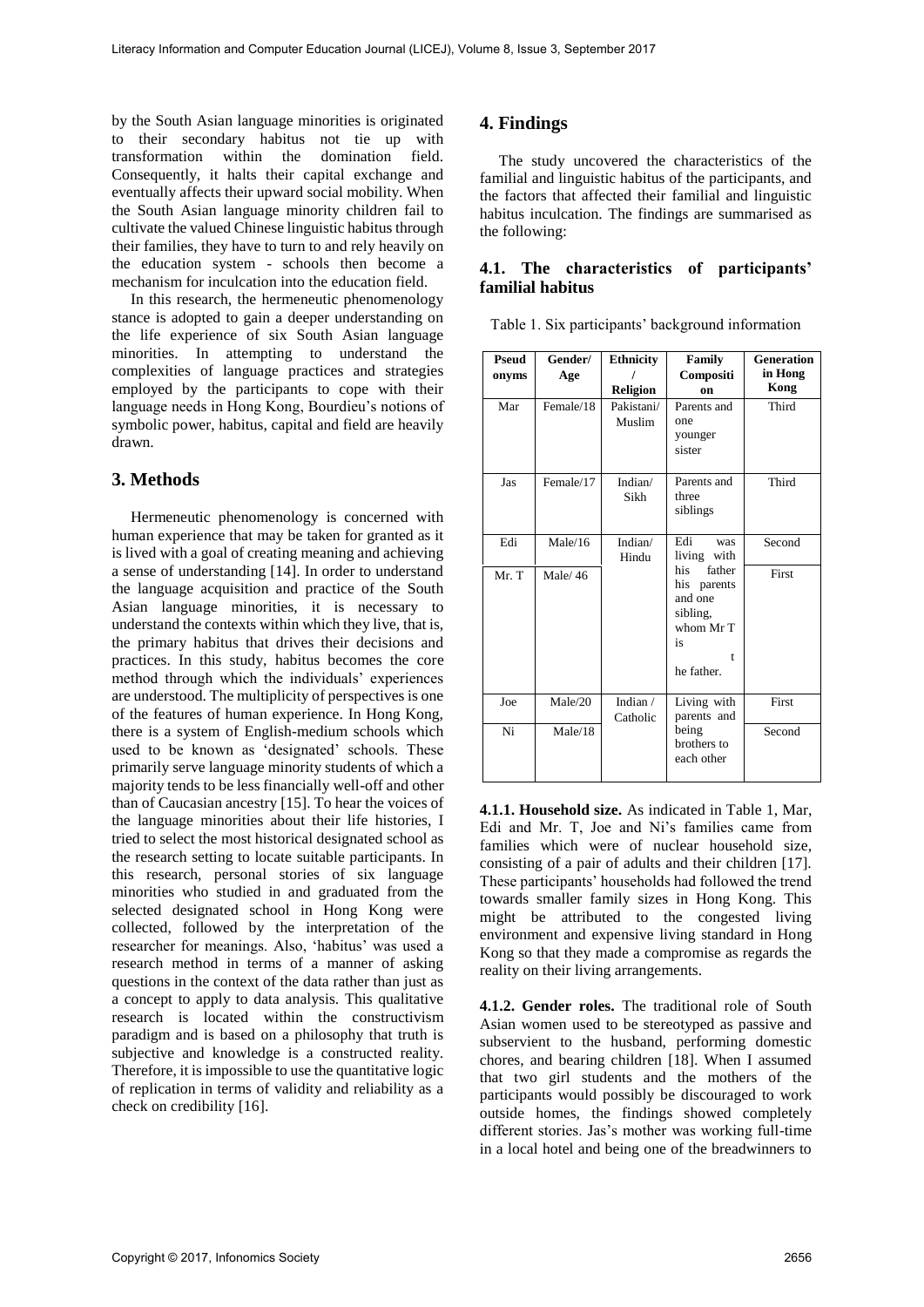by the South Asian language minorities is originated to their secondary habitus not tie up with transformation within the domination field. Consequently, it halts their capital exchange and eventually affects their upward social mobility. When the South Asian language minority children fail to cultivate the valued Chinese linguistic habitus through their families, they have to turn to and rely heavily on the education system - schools then become a mechanism for inculcation into the education field.

In this research, the hermeneutic phenomenology stance is adopted to gain a deeper understanding on the life experience of six South Asian language minorities. In attempting to understand the complexities of language practices and strategies employed by the participants to cope with their language needs in Hong Kong, Bourdieu's notions of symbolic power, habitus, capital and field are heavily drawn.

## 3. Methods

Hermeneutic phenomenology is concerned with human experience that may be taken for granted as it is lived with a goal of creating meaning and achieving a sense of understanding [14]. In order to understand the language acquisition and practice of the South Asian language minorities, it is necessary to understand the contexts within which they live, that is, the primary habitus that drives their decisions and practices. In this study, habitus becomes the core method through which the individuals' experiences are understood. The multiplicity of perspectives is one of the features of human experience. In Hong Kong, there is a system of English-medium schools which used to be known as 'designated' schools. These primarily serve language minority students of which a majority tends to be less financially well-off and other than of Caucasian ancestry [15]. To hear the voices of the language minorities about their life histories, I tried to select the most historical designated school as the research setting to locate suitable participants. In this research, personal stories of six language minorities who studied in and graduated from the selected designated school in Hong Kong were collected, followed by the interpretation of the researcher for meanings. Also, 'habitus' was used a research method in terms of a manner of asking questions in the context of the data rather than just as a concept to apply to data analysis. This qualitative research is located within the constructivism paradigm and is based on a philosophy that truth is subjective and knowledge is a constructed reality. Therefore, it is impossible to use the quantitative logic of replication in terms of validity and reliability as a check on credibility [16].

## 4. Findings

The study uncovered the characteristics of the familial and linguistic habitus of the participants, and the factors that affected their familial and linguistic habitus inculcation. The findings are summarised as the following:

### 4.1. The characteristics of participants' familial habitus

Table 1. Six participants' background information

| Pseudonyms | Gender/ Age | Ethnicity / Religion | Family Composition | Generation in Hong Kong |
|---|---|---|---|---|
| Mar | Female/18 | Pakistani/ Muslim | Parents and one younger sister | Third |
| Jas | Female/17 | Indian/ Sikh | Parents and three siblings | Third |
| Edi | Male/16 | Indian/ Hindu | Edi was living with his father his parents and one sibling, whom Mr T is the father. | Second |
| Mr. T | Male/ 46 | | | First |
| Joe | Male/20 | Indian / Catholic | Living with parents and being brothers to each other | First |
| Ni | Male/18 | | | Second |

**4.1.1. Household size.** As indicated in Table 1, Mar, Edi and Mr. T, Joe and Ni's families came from families which were of nuclear household size, consisting of a pair of adults and their children [17]. These participants' households had followed the trend towards smaller family sizes in Hong Kong. This might be attributed to the congested living environment and expensive living standard in Hong Kong so that they made a compromise as regards the reality on their living arrangements.

**4.1.2. Gender roles.** The traditional role of South Asian women used to be stereotyped as passive and subservient to the husband, performing domestic chores, and bearing children [18]. When I assumed that two girl students and the mothers of the participants would possibly be discouraged to work outside homes, the findings showed completely different stories. Jas's mother was working full-time in a local hotel and being one of the breadwinners to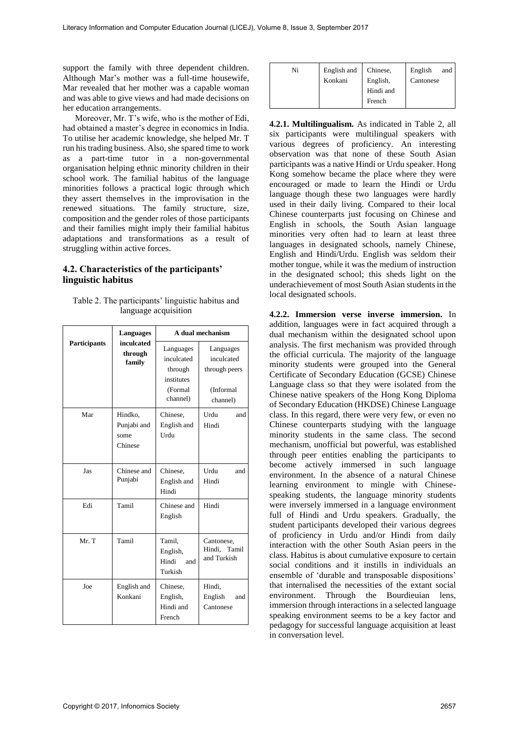support the family with three dependent children. Although Mar's mother was a full-time housewife, Mar revealed that her mother was a capable woman and was able to give views and had made decisions on her education arrangements.

Moreover, Mr. T's wife, who is the mother of Edi, had obtained a master's degree in economics in India. To utilise her academic knowledge, she helped Mr. T run his trading business. Also, she spared time to work as a part-time tutor in a non-governmental organisation helping ethnic minority children in their school work. The familial habitus of the language minorities follows a practical logic through which they assert themselves in the improvisation in the renewed situations. The family structure, size, composition and the gender roles of those participants and their families might imply their familial habitus adaptations and transformations as a result of struggling within active forces.

### 4.2. Characteristics of the participants' linguistic habitus

Table 2. The participants' linguistic habitus and language acquisition

| Participants | Languages inculcated through family | A dual mechanism | |
|---|---|---|---|
| | | Languages inculcated through institutes (Formal channel) | Languages inculcated through peers (Informal channel) |
| Mar | Hindko, Punjabi and some Chinese | Chinese, English and Urdu | Urdu and Hindi |
| Jas | Chinese and Punjabi | Chinese, English and Hindi | Urdu and Hindi |
| Edi | Tamil | Chinese and English | Hindi |
| Mr. T | Tamil | Tamil, English, Hindi and Turkish | Cantonese, Hindi, Tamil and Turkish |
| Joe | English and Konkani | Chinese, English, Hindi and French | Hindi, English and Cantonese |
| Ni | English and Konkani | Chinese, English, Hindi and French | English and Cantonese |

**4.2.1. Multilingualism.** As indicated in Table 2, all six participants were multilingual speakers with various degrees of proficiency. An interesting observation was that none of these South Asian participants was a native Hindi or Urdu speaker. Hong Kong somehow became the place where they were encouraged or made to learn the Hindi or Urdu language though these two languages were hardly used in their daily living. Compared to their local Chinese counterparts just focusing on Chinese and English in schools, the South Asian language minorities very often had to learn at least three languages in designated schools, namely Chinese, English and Hindi/Urdu. English was seldom their mother tongue, while it was the medium of instruction in the designated school; this sheds light on the underachievement of most South Asian students in the local designated schools.

**4.2.2. Immersion verse inverse immersion.** In addition, languages were in fact acquired through a dual mechanism within the designated school upon analysis. The first mechanism was provided through the official curricula. The majority of the language minority students were grouped into the General Certificate of Secondary Education (GCSE) Chinese Language class so that they were isolated from the Chinese native speakers of the Hong Kong Diploma of Secondary Education (HKDSE) Chinese Language class. In this regard, there were very few, or even no Chinese counterparts studying with the language minority students in the same class. The second mechanism, unofficial but powerful, was established through peer entities enabling the participants to become actively immersed in such language environment. In the absence of a natural Chinese learning environment to mingle with Chinese-speaking students, the language minority students were inversely immersed in a language environment full of Hindi and Urdu speakers. Gradually, the student participants developed their various degrees of proficiency in Urdu and/or Hindi from daily interaction with the other South Asian peers in the class. Habitus is about cumulative exposure to certain social conditions and it instills in individuals an ensemble of 'durable and transposable dispositions' that internalised the necessities of the extant social environment. Through the Bourdieuian lens, immersion through interactions in a selected language speaking environment seems to be a key factor and pedagogy for successful language acquisition at least in conversation level.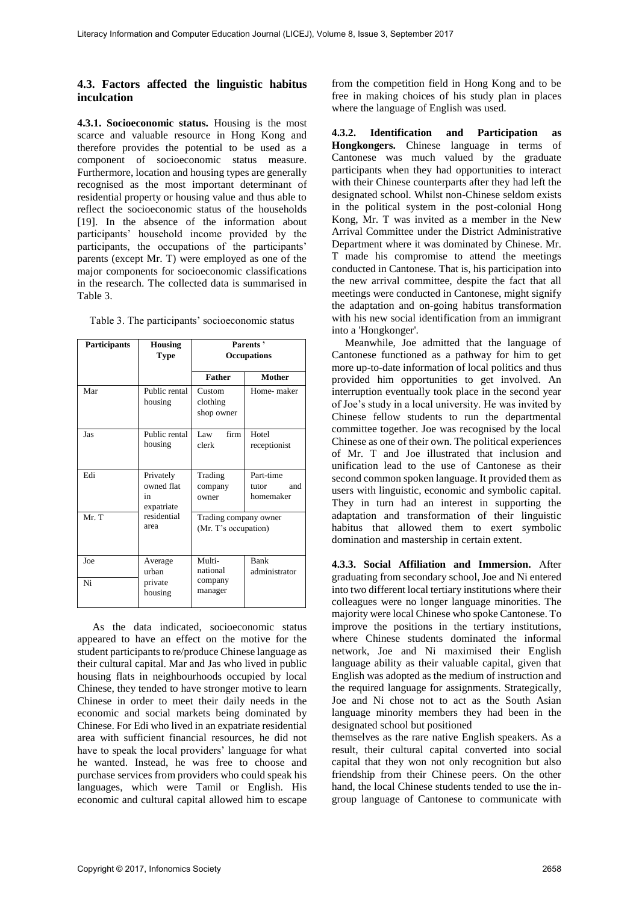### 4.3. Factors affected the linguistic habitus inculcation

**4.3.1. Socioeconomic status.** Housing is the most scarce and valuable resource in Hong Kong and therefore provides the potential to be used as a component of socioeconomic status measure. Furthermore, location and housing types are generally recognised as the most important determinant of residential property or housing value and thus able to reflect the socioeconomic status of the households [19]. In the absence of the information about participants' household income provided by the participants, the occupations of the participants' parents (except Mr. T) were employed as one of the major components for socioeconomic classifications in the research. The collected data is summarised in Table 3.

Table 3. The participants' socioeconomic status

| Participants | Housing Type | Parents' Occupations | |
|---|---|---|---|
| | | Father | Mother |
| Mar | Public rental housing | Custom clothing shop owner | Home- maker |
| Jas | Public rental housing | Law firm clerk | Hotel receptionist |
| Edi | Privately owned flat in expatriate residential area | Trading company owner | Part-time tutor and homemaker |
| Mr. T | | Trading company owner (Mr. T's occupation) | |
| Joe | Average urban private housing | Multi-national company manager | Bank administrator |
| Ni | | | |

As the data indicated, socioeconomic status appeared to have an effect on the motive for the student participants to re/produce Chinese language as their cultural capital. Mar and Jas who lived in public housing flats in neighbourhoods occupied by local Chinese, they tended to have stronger motive to learn Chinese in order to meet their daily needs in the economic and social markets being dominated by Chinese. For Edi who lived in an expatriate residential area with sufficient financial resources, he did not have to speak the local providers' language for what he wanted. Instead, he was free to choose and purchase services from providers who could speak his languages, which were Tamil or English. His economic and cultural capital allowed him to escape from the competition field in Hong Kong and to be free in making choices of his study plan in places where the language of English was used.

**4.3.2. Identification and Participation as Hongkongers.** Chinese language in terms of Cantonese was much valued by the graduate participants when they had opportunities to interact with their Chinese counterparts after they had left the designated school. Whilst non-Chinese seldom exists in the political system in the post-colonial Hong Kong, Mr. T was invited as a member in the New Arrival Committee under the District Administrative Department where it was dominated by Chinese. Mr. T made his compromise to attend the meetings conducted in Cantonese. That is, his participation into the new arrival committee, despite the fact that all meetings were conducted in Cantonese, might signify the adaptation and on-going habitus transformation with his new social identification from an immigrant into a 'Hongkonger'.

Meanwhile, Joe admitted that the language of Cantonese functioned as a pathway for him to get more up-to-date information of local politics and thus provided him opportunities to get involved. An interruption eventually took place in the second year of Joe's study in a local university. He was invited by Chinese fellow students to run the departmental committee together. Joe was recognised by the local Chinese as one of their own. The political experiences of Mr. T and Joe illustrated that inclusion and unification lead to the use of Cantonese as their second common spoken language. It provided them as users with linguistic, economic and symbolic capital. They in turn had an interest in supporting the adaptation and transformation of their linguistic habitus that allowed them to exert symbolic domination and mastership in certain extent.

**4.3.3. Social Affiliation and Immersion.** After graduating from secondary school, Joe and Ni entered into two different local tertiary institutions where their colleagues were no longer language minorities. The majority were local Chinese who spoke Cantonese. To improve the positions in the tertiary institutions, where Chinese students dominated the informal network, Joe and Ni maximised their English language ability as their valuable capital, given that English was adopted as the medium of instruction and the required language for assignments. Strategically, Joe and Ni chose not to act as the South Asian language minority members they had been in the designated school but positioned themselves as the rare native English speakers. As a result, their cultural capital converted into social capital that they won not only recognition but also friendship from their Chinese peers. On the other hand, the local Chinese students tended to use the in-group language of Cantonese to communicate with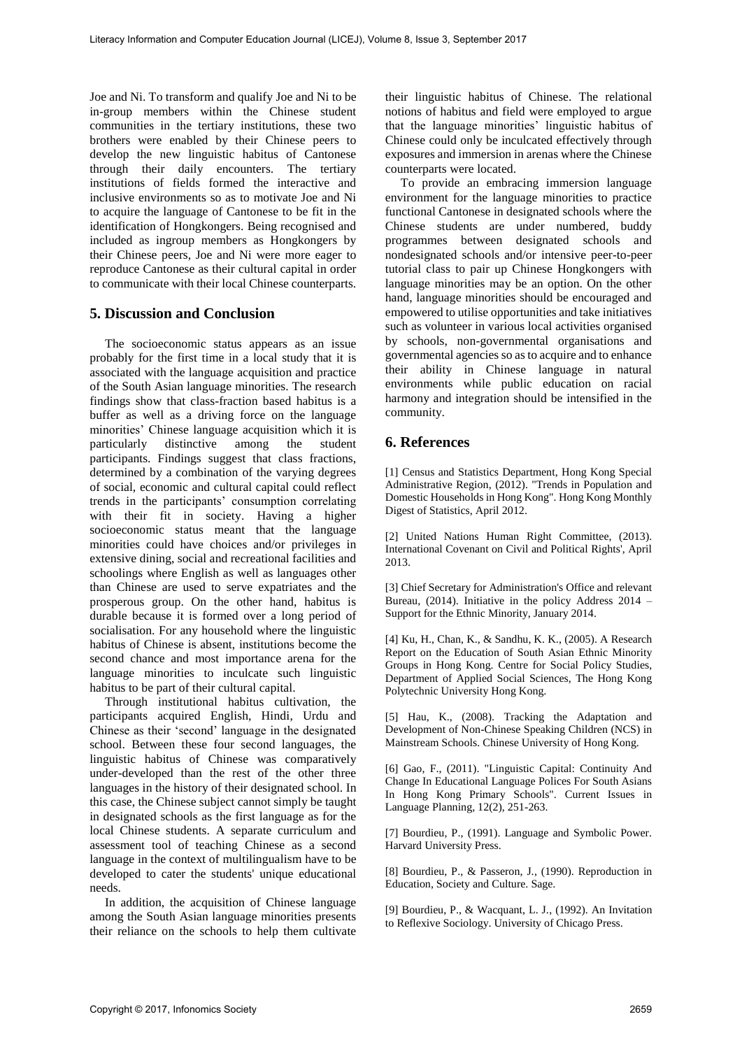Joe and Ni. To transform and qualify Joe and Ni to be in-group members within the Chinese student communities in the tertiary institutions, these two brothers were enabled by their Chinese peers to develop the new linguistic habitus of Cantonese through their daily encounters. The tertiary institutions of fields formed the interactive and inclusive environments so as to motivate Joe and Ni to acquire the language of Cantonese to be fit in the identification of Hongkongers. Being recognised and included as ingroup members as Hongkongers by their Chinese peers, Joe and Ni were more eager to reproduce Cantonese as their cultural capital in order to communicate with their local Chinese counterparts.

## 5. Discussion and Conclusion

The socioeconomic status appears as an issue probably for the first time in a local study that it is associated with the language acquisition and practice of the South Asian language minorities. The research findings show that class-fraction based habitus is a buffer as well as a driving force on the language minorities' Chinese language acquisition which it is particularly distinctive among the student participants. Findings suggest that class fractions, determined by a combination of the varying degrees of social, economic and cultural capital could reflect trends in the participants' consumption correlating with their fit in society. Having a higher socioeconomic status meant that the language minorities could have choices and/or privileges in extensive dining, social and recreational facilities and schoolings where English as well as languages other than Chinese are used to serve expatriates and the prosperous group. On the other hand, habitus is durable because it is formed over a long period of socialisation. For any household where the linguistic habitus of Chinese is absent, institutions become the second chance and most importance arena for the language minorities to inculcate such linguistic habitus to be part of their cultural capital.

Through institutional habitus cultivation, the participants acquired English, Hindi, Urdu and Chinese as their 'second' language in the designated school. Between these four second languages, the linguistic habitus of Chinese was comparatively under-developed than the rest of the other three languages in the history of their designated school. In this case, the Chinese subject cannot simply be taught in designated schools as the first language as for the local Chinese students. A separate curriculum and assessment tool of teaching Chinese as a second language in the context of multilingualism have to be developed to cater the students' unique educational needs.

In addition, the acquisition of Chinese language among the South Asian language minorities presents their reliance on the schools to help them cultivate their linguistic habitus of Chinese. The relational notions of habitus and field were employed to argue that the language minorities' linguistic habitus of Chinese could only be inculcated effectively through exposures and immersion in arenas where the Chinese counterparts were located.

To provide an embracing immersion language environment for the language minorities to practice functional Cantonese in designated schools where the Chinese students are under numbered, buddy programmes between designated schools and nondesignated schools and/or intensive peer-to-peer tutorial class to pair up Chinese Hongkongers with language minorities may be an option. On the other hand, language minorities should be encouraged and empowered to utilise opportunities and take initiatives such as volunteer in various local activities organised by schools, non-governmental organisations and governmental agencies so as to acquire and to enhance their ability in Chinese language in natural environments while public education on racial harmony and integration should be intensified in the community.

## 6. References

[1] Census and Statistics Department, Hong Kong Special Administrative Region, (2012). "Trends in Population and Domestic Households in Hong Kong". Hong Kong Monthly Digest of Statistics, April 2012.

[2] United Nations Human Right Committee, (2013). International Covenant on Civil and Political Rights', April 2013.

[3] Chief Secretary for Administration's Office and relevant Bureau, (2014). Initiative in the policy Address 2014 – Support for the Ethnic Minority, January 2014.

[4] Ku, H., Chan, K., & Sandhu, K. K., (2005). A Research Report on the Education of South Asian Ethnic Minority Groups in Hong Kong. Centre for Social Policy Studies, Department of Applied Social Sciences, The Hong Kong Polytechnic University Hong Kong.

[5] Hau, K., (2008). Tracking the Adaptation and Development of Non-Chinese Speaking Children (NCS) in Mainstream Schools. Chinese University of Hong Kong.

[6] Gao, F., (2011). "Linguistic Capital: Continuity And Change In Educational Language Polices For South Asians In Hong Kong Primary Schools". Current Issues in Language Planning, 12(2), 251-263.

[7] Bourdieu, P., (1991). Language and Symbolic Power. Harvard University Press.

[8] Bourdieu, P., & Passeron, J., (1990). Reproduction in Education, Society and Culture. Sage.

[9] Bourdieu, P., & Wacquant, L. J., (1992). An Invitation to Reflexive Sociology. University of Chicago Press.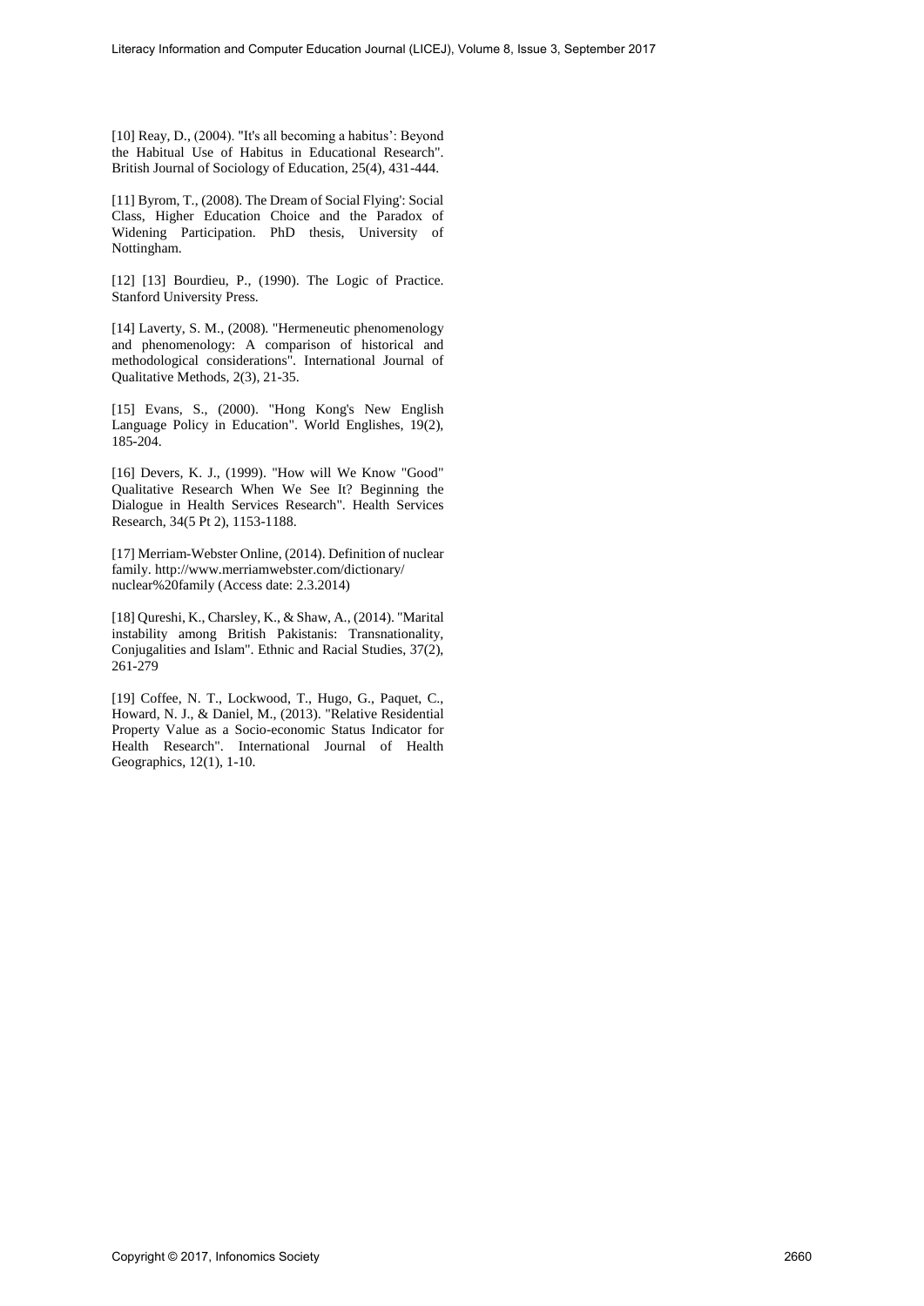[10] Reay, D., (2004). "It's all becoming a habitus': Beyond the Habitual Use of Habitus in Educational Research". British Journal of Sociology of Education, 25(4), 431-444.

[11] Byrom, T., (2008). The Dream of Social Flying': Social Class, Higher Education Choice and the Paradox of Widening Participation. PhD thesis, University of Nottingham.

[12] [13] Bourdieu, P., (1990). The Logic of Practice. Stanford University Press.

[14] Laverty, S. M., (2008). "Hermeneutic phenomenology and phenomenology: A comparison of historical and methodological considerations". International Journal of Qualitative Methods, 2(3), 21-35.

[15] Evans, S., (2000). "Hong Kong's New English Language Policy in Education". World Englishes, 19(2), 185-204.

[16] Devers, K. J., (1999). "How will We Know "Good" Qualitative Research When We See It? Beginning the Dialogue in Health Services Research". Health Services Research, 34(5 Pt 2), 1153-1188.

[17] Merriam-Webster Online, (2014). Definition of nuclear family. http://www.merriamwebster.com/dictionary/nuclear%20family (Access date: 2.3.2014)

[18] Qureshi, K., Charsley, K., & Shaw, A., (2014). "Marital instability among British Pakistanis: Transnationality, Conjugalities and Islam". Ethnic and Racial Studies, 37(2), 261-279

[19] Coffee, N. T., Lockwood, T., Hugo, G., Paquet, C., Howard, N. J., & Daniel, M., (2013). "Relative Residential Property Value as a Socio-economic Status Indicator for Health Research". International Journal of Health Geographics, 12(1), 1-10.